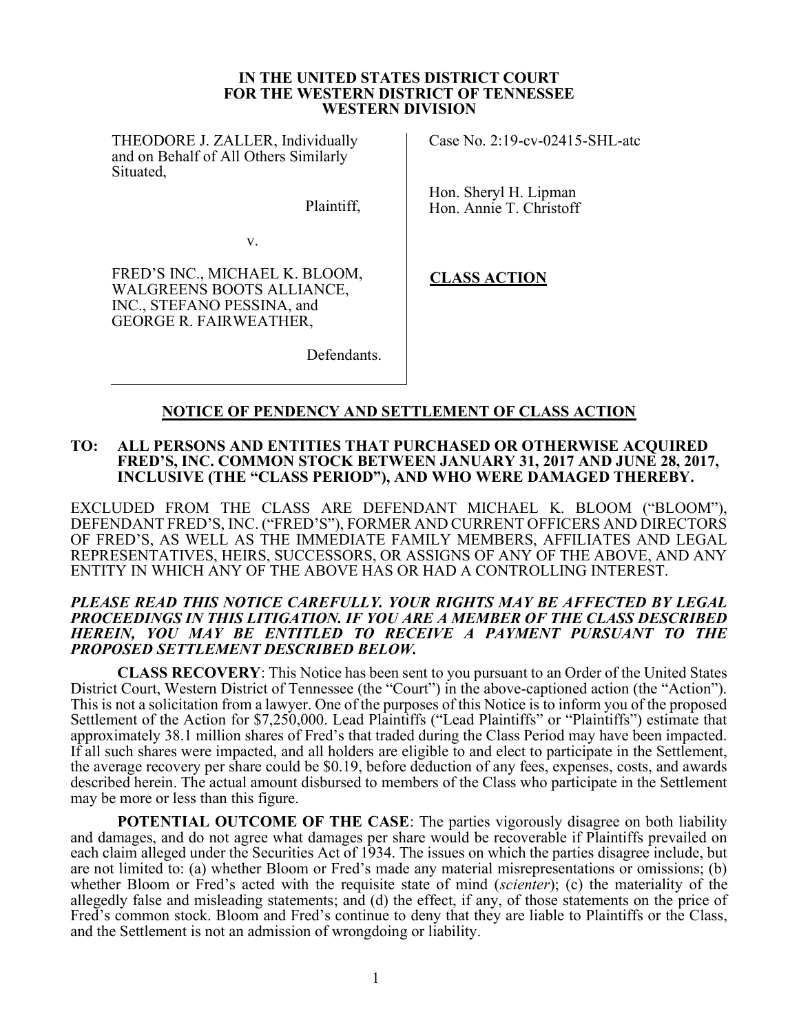**IN THE UNITED STATES DISTRICT COURT**
**FOR THE WESTERN DISTRICT OF TENNESSEE**
**WESTERN DIVISION**

| | |
|---|---|
| THEODORE J. ZALLER, Individually and on Behalf of All Others Similarly Situated,<br><br>Plaintiff,<br><br>v.<br><br>FRED'S INC., MICHAEL K. BLOOM, WALGREENS BOOTS ALLIANCE, INC., STEFANO PESSINA, and GEORGE R. FAIRWEATHER,<br><br>Defendants. | Case No. 2:19-cv-02415-SHL-atc<br><br>Hon. Sheryl H. Lipman<br>Hon. Annie T. Christoff<br><br>**CLASS ACTION** |

## NOTICE OF PENDENCY AND SETTLEMENT OF CLASS ACTION

**TO: ALL PERSONS AND ENTITIES THAT PURCHASED OR OTHERWISE ACQUIRED FRED'S, INC. COMMON STOCK BETWEEN JANUARY 31, 2017 AND JUNE 28, 2017, INCLUSIVE (THE "CLASS PERIOD"), AND WHO WERE DAMAGED THEREBY.**

EXCLUDED FROM THE CLASS ARE DEFENDANT MICHAEL K. BLOOM ("BLOOM"), DEFENDANT FRED'S, INC. ("FRED'S"), FORMER AND CURRENT OFFICERS AND DIRECTORS OF FRED'S, AS WELL AS THE IMMEDIATE FAMILY MEMBERS, AFFILIATES AND LEGAL REPRESENTATIVES, HEIRS, SUCCESSORS, OR ASSIGNS OF ANY OF THE ABOVE, AND ANY ENTITY IN WHICH ANY OF THE ABOVE HAS OR HAD A CONTROLLING INTEREST.

***PLEASE READ THIS NOTICE CAREFULLY. YOUR RIGHTS MAY BE AFFECTED BY LEGAL PROCEEDINGS IN THIS LITIGATION. IF YOU ARE A MEMBER OF THE CLASS DESCRIBED HEREIN, YOU MAY BE ENTITLED TO RECEIVE A PAYMENT PURSUANT TO THE PROPOSED SETTLEMENT DESCRIBED BELOW.***

**CLASS RECOVERY**: This Notice has been sent to you pursuant to an Order of the United States District Court, Western District of Tennessee (the "Court") in the above-captioned action (the "Action"). This is not a solicitation from a lawyer. One of the purposes of this Notice is to inform you of the proposed Settlement of the Action for $7,250,000. Lead Plaintiffs ("Lead Plaintiffs" or "Plaintiffs") estimate that approximately 38.1 million shares of Fred's that traded during the Class Period may have been impacted. If all such shares were impacted, and all holders are eligible to and elect to participate in the Settlement, the average recovery per share could be $0.19, before deduction of any fees, expenses, costs, and awards described herein. The actual amount disbursed to members of the Class who participate in the Settlement may be more or less than this figure.

**POTENTIAL OUTCOME OF THE CASE**: The parties vigorously disagree on both liability and damages, and do not agree what damages per share would be recoverable if Plaintiffs prevailed on each claim alleged under the Securities Act of 1934. The issues on which the parties disagree include, but are not limited to: (a) whether Bloom or Fred's made any material misrepresentations or omissions; (b) whether Bloom or Fred's acted with the requisite state of mind (*scienter*); (c) the materiality of the allegedly false and misleading statements; and (d) the effect, if any, of those statements on the price of Fred's common stock. Bloom and Fred's continue to deny that they are liable to Plaintiffs or the Class, and the Settlement is not an admission of wrongdoing or liability.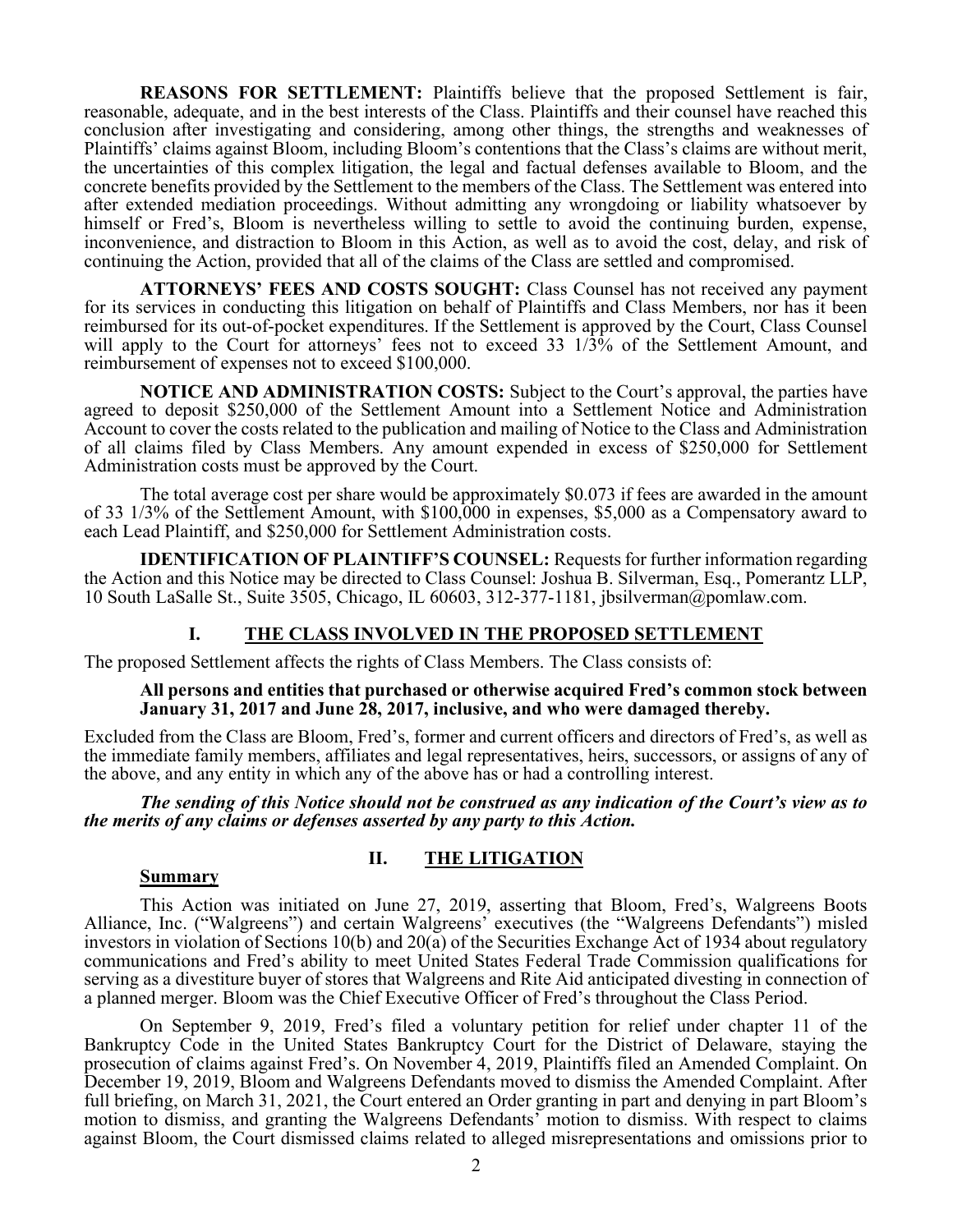**REASONS FOR SETTLEMENT:** Plaintiffs believe that the proposed Settlement is fair, reasonable, adequate, and in the best interests of the Class. Plaintiffs and their counsel have reached this conclusion after investigating and considering, among other things, the strengths and weaknesses of Plaintiffs' claims against Bloom, including Bloom's contentions that the Class's claims are without merit, the uncertainties of this complex litigation, the legal and factual defenses available to Bloom, and the concrete benefits provided by the Settlement to the members of the Class. The Settlement was entered into after extended mediation proceedings. Without admitting any wrongdoing or liability whatsoever by himself or Fred's, Bloom is nevertheless willing to settle to avoid the continuing burden, expense, inconvenience, and distraction to Bloom in this Action, as well as to avoid the cost, delay, and risk of continuing the Action, provided that all of the claims of the Class are settled and compromised.

**ATTORNEYS' FEES AND COSTS SOUGHT:** Class Counsel has not received any payment for its services in conducting this litigation on behalf of Plaintiffs and Class Members, nor has it been reimbursed for its out-of-pocket expenditures. If the Settlement is approved by the Court, Class Counsel will apply to the Court for attorneys' fees not to exceed 33 1/3% of the Settlement Amount, and reimbursement of expenses not to exceed $100,000.

**NOTICE AND ADMINISTRATION COSTS:** Subject to the Court's approval, the parties have agreed to deposit $250,000 of the Settlement Amount into a Settlement Notice and Administration Account to cover the costs related to the publication and mailing of Notice to the Class and Administration of all claims filed by Class Members. Any amount expended in excess of $250,000 for Settlement Administration costs must be approved by the Court.

The total average cost per share would be approximately $0.073 if fees are awarded in the amount of 33 1/3% of the Settlement Amount, with $100,000 in expenses, $5,000 as a Compensatory award to each Lead Plaintiff, and $250,000 for Settlement Administration costs.

**IDENTIFICATION OF PLAINTIFF'S COUNSEL:** Requests for further information regarding the Action and this Notice may be directed to Class Counsel: Joshua B. Silverman, Esq., Pomerantz LLP, 10 South LaSalle St., Suite 3505, Chicago, IL 60603, 312-377-1181, jbsilverman@pomlaw.com.

## I. THE CLASS INVOLVED IN THE PROPOSED SETTLEMENT

The proposed Settlement affects the rights of Class Members. The Class consists of:

**All persons and entities that purchased or otherwise acquired Fred's common stock between January 31, 2017 and June 28, 2017, inclusive, and who were damaged thereby.**

Excluded from the Class are Bloom, Fred's, former and current officers and directors of Fred's, as well as the immediate family members, affiliates and legal representatives, heirs, successors, or assigns of any of the above, and any entity in which any of the above has or had a controlling interest.

***The sending of this Notice should not be construed as any indication of the Court's view as to the merits of any claims or defenses asserted by any party to this Action.***

## II. THE LITIGATION

### Summary

This Action was initiated on June 27, 2019, asserting that Bloom, Fred's, Walgreens Boots Alliance, Inc. ("Walgreens") and certain Walgreens' executives (the "Walgreens Defendants") misled investors in violation of Sections 10(b) and 20(a) of the Securities Exchange Act of 1934 about regulatory communications and Fred's ability to meet United States Federal Trade Commission qualifications for serving as a divestiture buyer of stores that Walgreens and Rite Aid anticipated divesting in connection of a planned merger. Bloom was the Chief Executive Officer of Fred's throughout the Class Period.

On September 9, 2019, Fred's filed a voluntary petition for relief under chapter 11 of the Bankruptcy Code in the United States Bankruptcy Court for the District of Delaware, staying the prosecution of claims against Fred's. On November 4, 2019, Plaintiffs filed an Amended Complaint. On December 19, 2019, Bloom and Walgreens Defendants moved to dismiss the Amended Complaint. After full briefing, on March 31, 2021, the Court entered an Order granting in part and denying in part Bloom's motion to dismiss, and granting the Walgreens Defendants' motion to dismiss. With respect to claims against Bloom, the Court dismissed claims related to alleged misrepresentations and omissions prior to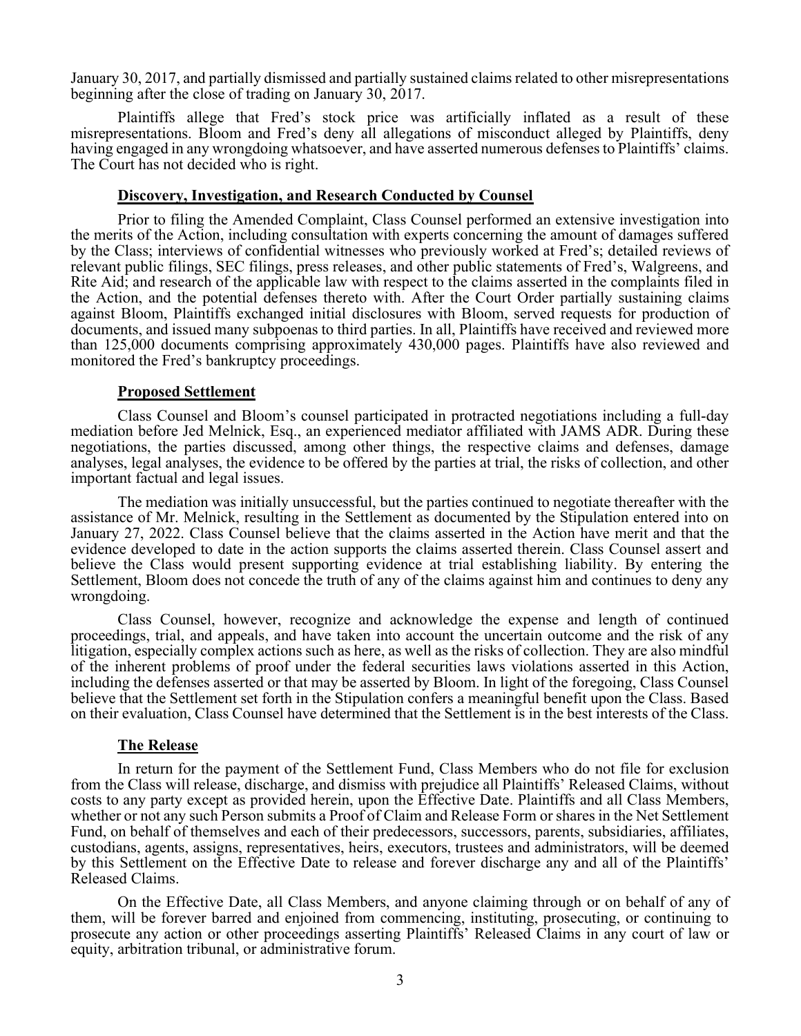January 30, 2017, and partially dismissed and partially sustained claims related to other misrepresentations beginning after the close of trading on January 30, 2017.

Plaintiffs allege that Fred's stock price was artificially inflated as a result of these misrepresentations. Bloom and Fred's deny all allegations of misconduct alleged by Plaintiffs, deny having engaged in any wrongdoing whatsoever, and have asserted numerous defenses to Plaintiffs' claims. The Court has not decided who is right.

**Discovery, Investigation, and Research Conducted by Counsel**

Prior to filing the Amended Complaint, Class Counsel performed an extensive investigation into the merits of the Action, including consultation with experts concerning the amount of damages suffered by the Class; interviews of confidential witnesses who previously worked at Fred's; detailed reviews of relevant public filings, SEC filings, press releases, and other public statements of Fred's, Walgreens, and Rite Aid; and research of the applicable law with respect to the claims asserted in the complaints filed in the Action, and the potential defenses thereto with. After the Court Order partially sustaining claims against Bloom, Plaintiffs exchanged initial disclosures with Bloom, served requests for production of documents, and issued many subpoenas to third parties. In all, Plaintiffs have received and reviewed more than 125,000 documents comprising approximately 430,000 pages. Plaintiffs have also reviewed and monitored the Fred's bankruptcy proceedings.

**Proposed Settlement**

Class Counsel and Bloom's counsel participated in protracted negotiations including a full-day mediation before Jed Melnick, Esq., an experienced mediator affiliated with JAMS ADR. During these negotiations, the parties discussed, among other things, the respective claims and defenses, damage analyses, legal analyses, the evidence to be offered by the parties at trial, the risks of collection, and other important factual and legal issues.

The mediation was initially unsuccessful, but the parties continued to negotiate thereafter with the assistance of Mr. Melnick, resulting in the Settlement as documented by the Stipulation entered into on January 27, 2022. Class Counsel believe that the claims asserted in the Action have merit and that the evidence developed to date in the action supports the claims asserted therein. Class Counsel assert and believe the Class would present supporting evidence at trial establishing liability. By entering the Settlement, Bloom does not concede the truth of any of the claims against him and continues to deny any wrongdoing.

Class Counsel, however, recognize and acknowledge the expense and length of continued proceedings, trial, and appeals, and have taken into account the uncertain outcome and the risk of any litigation, especially complex actions such as here, as well as the risks of collection. They are also mindful of the inherent problems of proof under the federal securities laws violations asserted in this Action, including the defenses asserted or that may be asserted by Bloom. In light of the foregoing, Class Counsel believe that the Settlement set forth in the Stipulation confers a meaningful benefit upon the Class. Based on their evaluation, Class Counsel have determined that the Settlement is in the best interests of the Class.

**The Release**

In return for the payment of the Settlement Fund, Class Members who do not file for exclusion from the Class will release, discharge, and dismiss with prejudice all Plaintiffs' Released Claims, without costs to any party except as provided herein, upon the Effective Date. Plaintiffs and all Class Members, whether or not any such Person submits a Proof of Claim and Release Form or shares in the Net Settlement Fund, on behalf of themselves and each of their predecessors, successors, parents, subsidiaries, affiliates, custodians, agents, assigns, representatives, heirs, executors, trustees and administrators, will be deemed by this Settlement on the Effective Date to release and forever discharge any and all of the Plaintiffs' Released Claims.

On the Effective Date, all Class Members, and anyone claiming through or on behalf of any of them, will be forever barred and enjoined from commencing, instituting, prosecuting, or continuing to prosecute any action or other proceedings asserting Plaintiffs' Released Claims in any court of law or equity, arbitration tribunal, or administrative forum.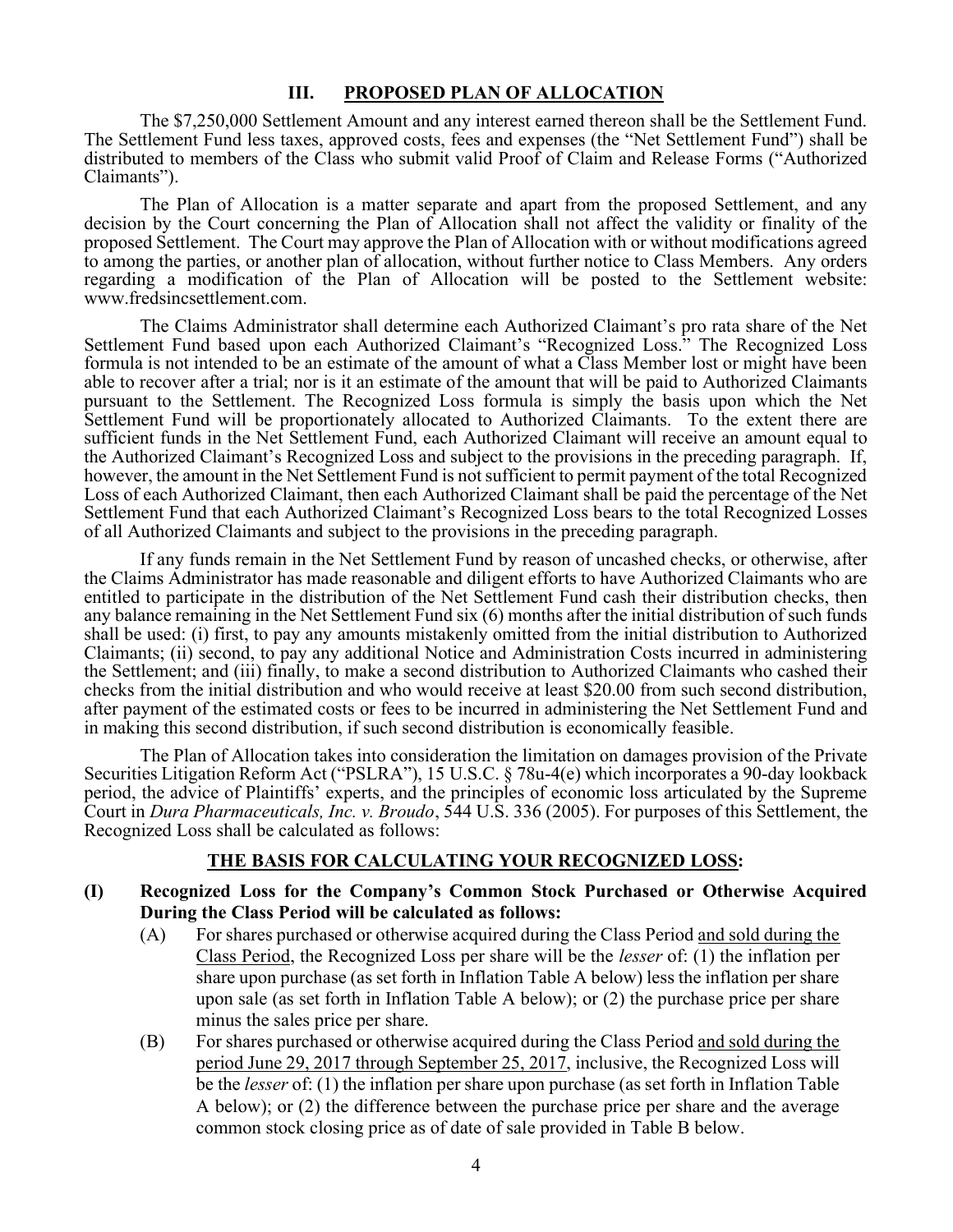## III. PROPOSED PLAN OF ALLOCATION

The $7,250,000 Settlement Amount and any interest earned thereon shall be the Settlement Fund. The Settlement Fund less taxes, approved costs, fees and expenses (the "Net Settlement Fund") shall be distributed to members of the Class who submit valid Proof of Claim and Release Forms ("Authorized Claimants").

The Plan of Allocation is a matter separate and apart from the proposed Settlement, and any decision by the Court concerning the Plan of Allocation shall not affect the validity or finality of the proposed Settlement. The Court may approve the Plan of Allocation with or without modifications agreed to among the parties, or another plan of allocation, without further notice to Class Members. Any orders regarding a modification of the Plan of Allocation will be posted to the Settlement website: www.fredsincsettlement.com.

The Claims Administrator shall determine each Authorized Claimant's pro rata share of the Net Settlement Fund based upon each Authorized Claimant's "Recognized Loss." The Recognized Loss formula is not intended to be an estimate of the amount of what a Class Member lost or might have been able to recover after a trial; nor is it an estimate of the amount that will be paid to Authorized Claimants pursuant to the Settlement. The Recognized Loss formula is simply the basis upon which the Net Settlement Fund will be proportionately allocated to Authorized Claimants. To the extent there are sufficient funds in the Net Settlement Fund, each Authorized Claimant will receive an amount equal to the Authorized Claimant's Recognized Loss and subject to the provisions in the preceding paragraph. If, however, the amount in the Net Settlement Fund is not sufficient to permit payment of the total Recognized Loss of each Authorized Claimant, then each Authorized Claimant shall be paid the percentage of the Net Settlement Fund that each Authorized Claimant's Recognized Loss bears to the total Recognized Losses of all Authorized Claimants and subject to the provisions in the preceding paragraph.

If any funds remain in the Net Settlement Fund by reason of uncashed checks, or otherwise, after the Claims Administrator has made reasonable and diligent efforts to have Authorized Claimants who are entitled to participate in the distribution of the Net Settlement Fund cash their distribution checks, then any balance remaining in the Net Settlement Fund six (6) months after the initial distribution of such funds shall be used: (i) first, to pay any amounts mistakenly omitted from the initial distribution to Authorized Claimants; (ii) second, to pay any additional Notice and Administration Costs incurred in administering the Settlement; and (iii) finally, to make a second distribution to Authorized Claimants who cashed their checks from the initial distribution and who would receive at least $20.00 from such second distribution, after payment of the estimated costs or fees to be incurred in administering the Net Settlement Fund and in making this second distribution, if such second distribution is economically feasible.

The Plan of Allocation takes into consideration the limitation on damages provision of the Private Securities Litigation Reform Act ("PSLRA"), 15 U.S.C. § 78u-4(e) which incorporates a 90-day lookback period, the advice of Plaintiffs' experts, and the principles of economic loss articulated by the Supreme Court in *Dura Pharmaceuticals, Inc. v. Broudo*, 544 U.S. 336 (2005). For purposes of this Settlement, the Recognized Loss shall be calculated as follows:

### THE BASIS FOR CALCULATING YOUR RECOGNIZED LOSS:

**(I) Recognized Loss for the Company's Common Stock Purchased or Otherwise Acquired During the Class Period will be calculated as follows:**

(A) For shares purchased or otherwise acquired during the Class Period and sold during the Class Period, the Recognized Loss per share will be the *lesser* of: (1) the inflation per share upon purchase (as set forth in Inflation Table A below) less the inflation per share upon sale (as set forth in Inflation Table A below); or (2) the purchase price per share minus the sales price per share.

(B) For shares purchased or otherwise acquired during the Class Period and sold during the period June 29, 2017 through September 25, 2017, inclusive, the Recognized Loss will be the *lesser* of: (1) the inflation per share upon purchase (as set forth in Inflation Table A below); or (2) the difference between the purchase price per share and the average common stock closing price as of date of sale provided in Table B below.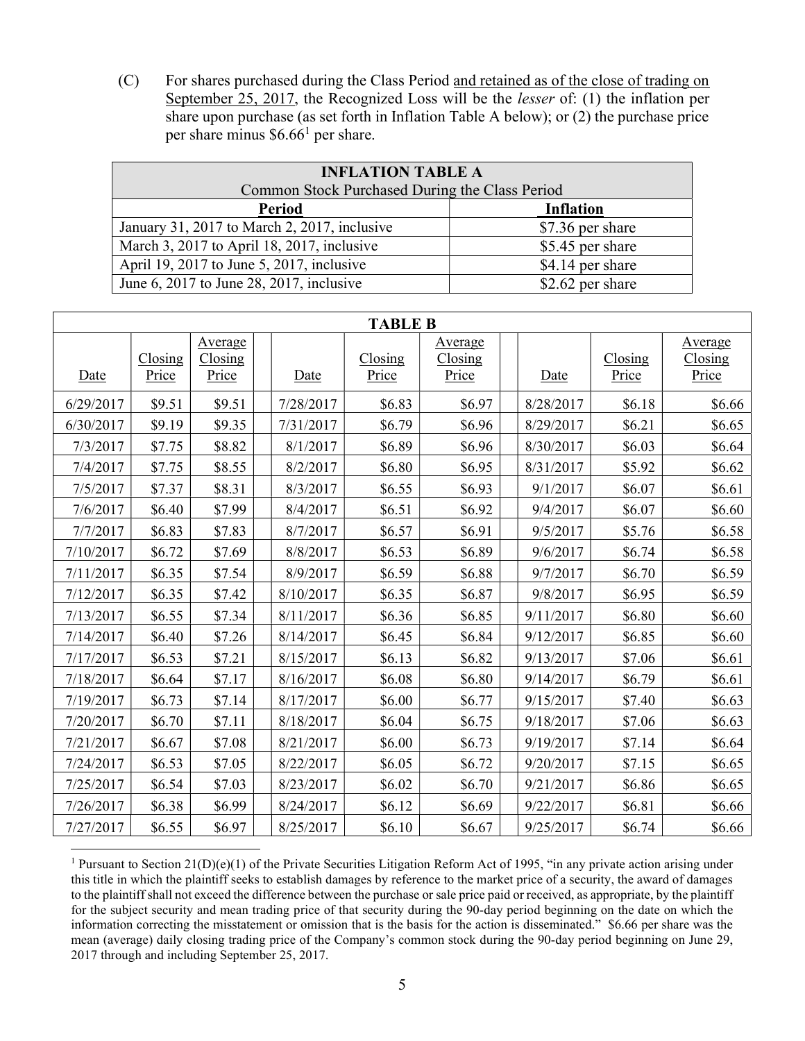(C) For shares purchased during the Class Period and retained as of the close of trading on September 25, 2017, the Recognized Loss will be the *lesser* of: (1) the inflation per share upon purchase (as set forth in Inflation Table A below); or (2) the purchase price per share minus $6.66[1] per share.

| **INFLATION TABLE A**<br>Common Stock Purchased During the Class Period | |
|---|---|
| **Period** | **Inflation** |
| January 31, 2017 to March 2, 2017, inclusive | $7.36 per share |
| March 3, 2017 to April 18, 2017, inclusive | $5.45 per share |
| April 19, 2017 to June 5, 2017, inclusive | $4.14 per share |
| June 6, 2017 to June 28, 2017, inclusive | $2.62 per share |

**TABLE B**

| Date | Closing Price | Average Closing Price | Date | Closing Price | Average Closing Price | Date | Closing Price | Average Closing Price |
|---|---|---|---|---|---|---|---|---|
| 6/29/2017 | $9.51 | $9.51 | 7/28/2017 | $6.83 | $6.97 | 8/28/2017 | $6.18 | $6.66 |
| 6/30/2017 | $9.19 | $9.35 | 7/31/2017 | $6.79 | $6.96 | 8/29/2017 | $6.21 | $6.65 |
| 7/3/2017 | $7.75 | $8.82 | 8/1/2017 | $6.89 | $6.96 | 8/30/2017 | $6.03 | $6.64 |
| 7/4/2017 | $7.75 | $8.55 | 8/2/2017 | $6.80 | $6.95 | 8/31/2017 | $5.92 | $6.62 |
| 7/5/2017 | $7.37 | $8.31 | 8/3/2017 | $6.55 | $6.93 | 9/1/2017 | $6.07 | $6.61 |
| 7/6/2017 | $6.40 | $7.99 | 8/4/2017 | $6.51 | $6.92 | 9/4/2017 | $6.07 | $6.60 |
| 7/7/2017 | $6.83 | $7.83 | 8/7/2017 | $6.57 | $6.91 | 9/5/2017 | $5.76 | $6.58 |
| 7/10/2017 | $6.72 | $7.69 | 8/8/2017 | $6.53 | $6.89 | 9/6/2017 | $6.74 | $6.58 |
| 7/11/2017 | $6.35 | $7.54 | 8/9/2017 | $6.59 | $6.88 | 9/7/2017 | $6.70 | $6.59 |
| 7/12/2017 | $6.35 | $7.42 | 8/10/2017 | $6.35 | $6.87 | 9/8/2017 | $6.95 | $6.59 |
| 7/13/2017 | $6.55 | $7.34 | 8/11/2017 | $6.36 | $6.85 | 9/11/2017 | $6.80 | $6.60 |
| 7/14/2017 | $6.40 | $7.26 | 8/14/2017 | $6.45 | $6.84 | 9/12/2017 | $6.85 | $6.60 |
| 7/17/2017 | $6.53 | $7.21 | 8/15/2017 | $6.13 | $6.82 | 9/13/2017 | $7.06 | $6.61 |
| 7/18/2017 | $6.64 | $7.17 | 8/16/2017 | $6.08 | $6.80 | 9/14/2017 | $6.79 | $6.61 |
| 7/19/2017 | $6.73 | $7.14 | 8/17/2017 | $6.00 | $6.77 | 9/15/2017 | $7.40 | $6.63 |
| 7/20/2017 | $6.70 | $7.11 | 8/18/2017 | $6.04 | $6.75 | 9/18/2017 | $7.06 | $6.63 |
| 7/21/2017 | $6.67 | $7.08 | 8/21/2017 | $6.00 | $6.73 | 9/19/2017 | $7.14 | $6.64 |
| 7/24/2017 | $6.53 | $7.05 | 8/22/2017 | $6.05 | $6.72 | 9/20/2017 | $7.15 | $6.65 |
| 7/25/2017 | $6.54 | $7.03 | 8/23/2017 | $6.02 | $6.70 | 9/21/2017 | $6.86 | $6.65 |
| 7/26/2017 | $6.38 | $6.99 | 8/24/2017 | $6.12 | $6.69 | 9/22/2017 | $6.81 | $6.66 |
| 7/27/2017 | $6.55 | $6.97 | 8/25/2017 | $6.10 | $6.67 | 9/25/2017 | $6.74 | $6.66 |

[1] Pursuant to Section 21(D)(e)(1) of the Private Securities Litigation Reform Act of 1995, "in any private action arising under this title in which the plaintiff seeks to establish damages by reference to the market price of a security, the award of damages to the plaintiff shall not exceed the difference between the purchase or sale price paid or received, as appropriate, by the plaintiff for the subject security and mean trading price of that security during the 90-day period beginning on the date on which the information correcting the misstatement or omission that is the basis for the action is disseminated." $6.66 per share was the mean (average) daily closing trading price of the Company's common stock during the 90-day period beginning on June 29, 2017 through and including September 25, 2017.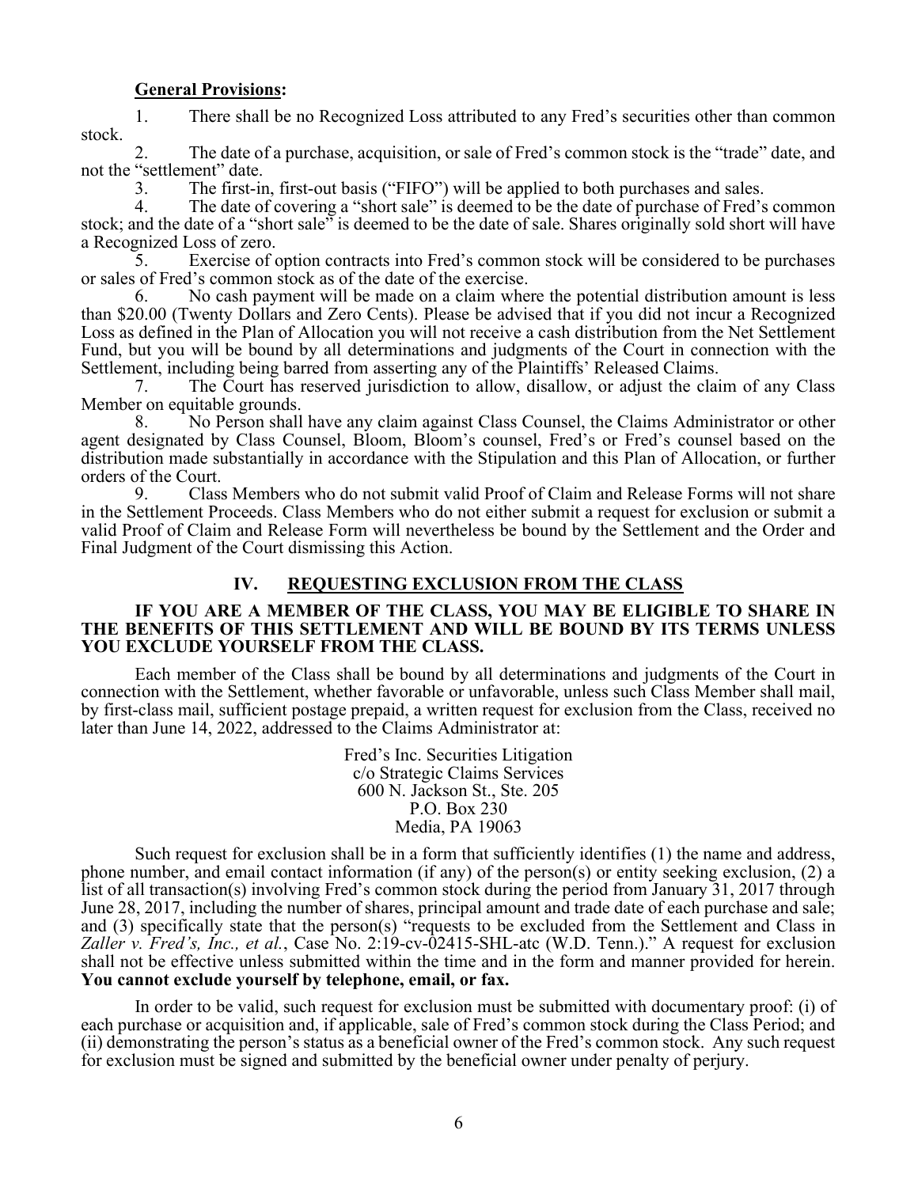**General Provisions:**

1. There shall be no Recognized Loss attributed to any Fred's securities other than common stock.
2. The date of a purchase, acquisition, or sale of Fred's common stock is the "trade" date, and not the "settlement" date.
3. The first-in, first-out basis ("FIFO") will be applied to both purchases and sales.
4. The date of covering a "short sale" is deemed to be the date of purchase of Fred's common stock; and the date of a "short sale" is deemed to be the date of sale. Shares originally sold short will have a Recognized Loss of zero.
5. Exercise of option contracts into Fred's common stock will be considered to be purchases or sales of Fred's common stock as of the date of the exercise.
6. No cash payment will be made on a claim where the potential distribution amount is less than $20.00 (Twenty Dollars and Zero Cents). Please be advised that if you did not incur a Recognized Loss as defined in the Plan of Allocation you will not receive a cash distribution from the Net Settlement Fund, but you will be bound by all determinations and judgments of the Court in connection with the Settlement, including being barred from asserting any of the Plaintiffs' Released Claims.
7. The Court has reserved jurisdiction to allow, disallow, or adjust the claim of any Class Member on equitable grounds.
8. No Person shall have any claim against Class Counsel, the Claims Administrator or other agent designated by Class Counsel, Bloom, Bloom's counsel, Fred's or Fred's counsel based on the distribution made substantially in accordance with the Stipulation and this Plan of Allocation, or further orders of the Court.
9. Class Members who do not submit valid Proof of Claim and Release Forms will not share in the Settlement Proceeds. Class Members who do not either submit a request for exclusion or submit a valid Proof of Claim and Release Form will nevertheless be bound by the Settlement and the Order and Final Judgment of the Court dismissing this Action.

## IV. REQUESTING EXCLUSION FROM THE CLASS

**IF YOU ARE A MEMBER OF THE CLASS, YOU MAY BE ELIGIBLE TO SHARE IN THE BENEFITS OF THIS SETTLEMENT AND WILL BE BOUND BY ITS TERMS UNLESS YOU EXCLUDE YOURSELF FROM THE CLASS.**

Each member of the Class shall be bound by all determinations and judgments of the Court in connection with the Settlement, whether favorable or unfavorable, unless such Class Member shall mail, by first-class mail, sufficient postage prepaid, a written request for exclusion from the Class, received no later than June 14, 2022, addressed to the Claims Administrator at:

Fred's Inc. Securities Litigation
c/o Strategic Claims Services
600 N. Jackson St., Ste. 205
P.O. Box 230
Media, PA 19063

Such request for exclusion shall be in a form that sufficiently identifies (1) the name and address, phone number, and email contact information (if any) of the person(s) or entity seeking exclusion, (2) a list of all transaction(s) involving Fred's common stock during the period from January 31, 2017 through June 28, 2017, including the number of shares, principal amount and trade date of each purchase and sale; and (3) specifically state that the person(s) "requests to be excluded from the Settlement and Class in *Zaller v. Fred's, Inc., et al.*, Case No. 2:19-cv-02415-SHL-atc (W.D. Tenn.)." A request for exclusion shall not be effective unless submitted within the time and in the form and manner provided for herein. **You cannot exclude yourself by telephone, email, or fax.**

In order to be valid, such request for exclusion must be submitted with documentary proof: (i) of each purchase or acquisition and, if applicable, sale of Fred's common stock during the Class Period; and (ii) demonstrating the person's status as a beneficial owner of the Fred's common stock. Any such request for exclusion must be signed and submitted by the beneficial owner under penalty of perjury.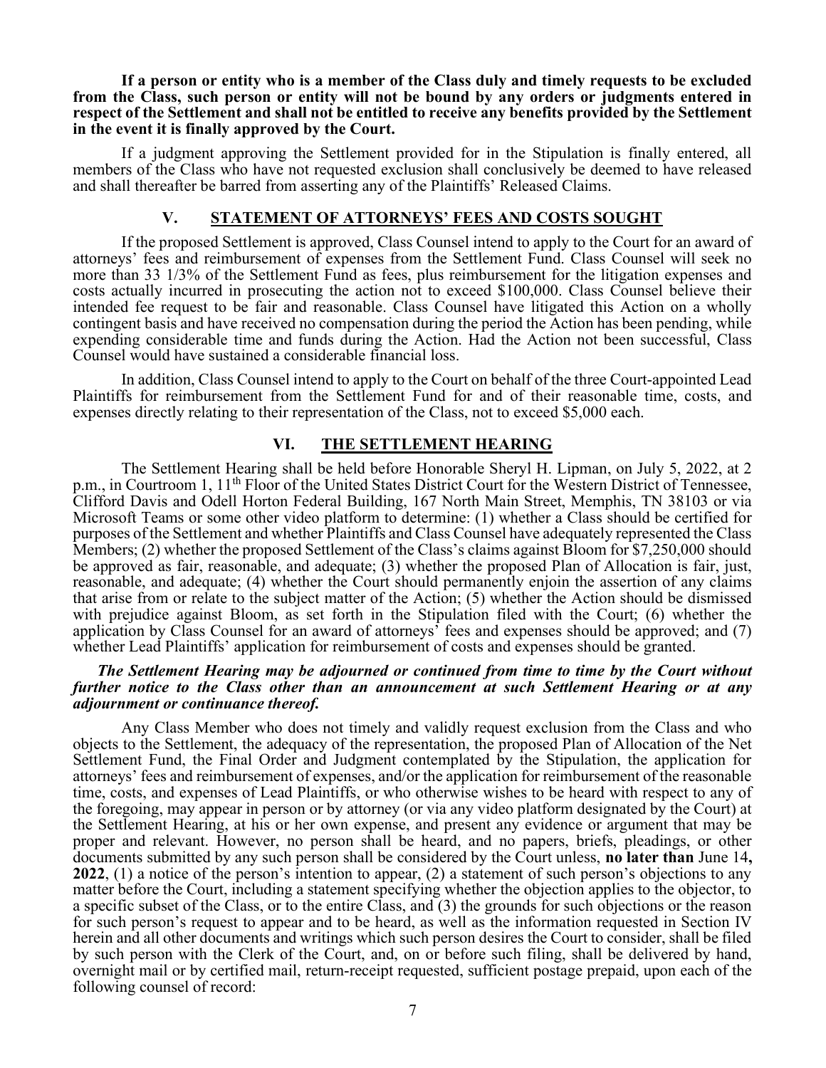**If a person or entity who is a member of the Class duly and timely requests to be excluded from the Class, such person or entity will not be bound by any orders or judgments entered in respect of the Settlement and shall not be entitled to receive any benefits provided by the Settlement in the event it is finally approved by the Court.**

If a judgment approving the Settlement provided for in the Stipulation is finally entered, all members of the Class who have not requested exclusion shall conclusively be deemed to have released and shall thereafter be barred from asserting any of the Plaintiffs' Released Claims.

## V. STATEMENT OF ATTORNEYS' FEES AND COSTS SOUGHT

If the proposed Settlement is approved, Class Counsel intend to apply to the Court for an award of attorneys' fees and reimbursement of expenses from the Settlement Fund. Class Counsel will seek no more than 33 1/3% of the Settlement Fund as fees, plus reimbursement for the litigation expenses and costs actually incurred in prosecuting the action not to exceed $100,000. Class Counsel believe their intended fee request to be fair and reasonable. Class Counsel have litigated this Action on a wholly contingent basis and have received no compensation during the period the Action has been pending, while expending considerable time and funds during the Action. Had the Action not been successful, Class Counsel would have sustained a considerable financial loss.

In addition, Class Counsel intend to apply to the Court on behalf of the three Court-appointed Lead Plaintiffs for reimbursement from the Settlement Fund for and of their reasonable time, costs, and expenses directly relating to their representation of the Class, not to exceed $5,000 each.

## VI. THE SETTLEMENT HEARING

The Settlement Hearing shall be held before Honorable Sheryl H. Lipman, on July 5, 2022, at 2 p.m., in Courtroom 1, 11th Floor of the United States District Court for the Western District of Tennessee, Clifford Davis and Odell Horton Federal Building, 167 North Main Street, Memphis, TN 38103 or via Microsoft Teams or some other video platform to determine: (1) whether a Class should be certified for purposes of the Settlement and whether Plaintiffs and Class Counsel have adequately represented the Class Members; (2) whether the proposed Settlement of the Class's claims against Bloom for $7,250,000 should be approved as fair, reasonable, and adequate; (3) whether the proposed Plan of Allocation is fair, just, reasonable, and adequate; (4) whether the Court should permanently enjoin the assertion of any claims that arise from or relate to the subject matter of the Action; (5) whether the Action should be dismissed with prejudice against Bloom, as set forth in the Stipulation filed with the Court; (6) whether the application by Class Counsel for an award of attorneys' fees and expenses should be approved; and (7) whether Lead Plaintiffs' application for reimbursement of costs and expenses should be granted.

***The Settlement Hearing may be adjourned or continued from time to time by the Court without further notice to the Class other than an announcement at such Settlement Hearing or at any adjournment or continuance thereof.***

Any Class Member who does not timely and validly request exclusion from the Class and who objects to the Settlement, the adequacy of the representation, the proposed Plan of Allocation of the Net Settlement Fund, the Final Order and Judgment contemplated by the Stipulation, the application for attorneys' fees and reimbursement of expenses, and/or the application for reimbursement of the reasonable time, costs, and expenses of Lead Plaintiffs, or who otherwise wishes to be heard with respect to any of the foregoing, may appear in person or by attorney (or via any video platform designated by the Court) at the Settlement Hearing, at his or her own expense, and present any evidence or argument that may be proper and relevant. However, no person shall be heard, and no papers, briefs, pleadings, or other documents submitted by any such person shall be considered by the Court unless, **no later than** June 14**, 2022**, (1) a notice of the person's intention to appear, (2) a statement of such person's objections to any matter before the Court, including a statement specifying whether the objection applies to the objector, to a specific subset of the Class, or to the entire Class, and (3) the grounds for such objections or the reason for such person's request to appear and to be heard, as well as the information requested in Section IV herein and all other documents and writings which such person desires the Court to consider, shall be filed by such person with the Clerk of the Court, and, on or before such filing, shall be delivered by hand, overnight mail or by certified mail, return-receipt requested, sufficient postage prepaid, upon each of the following counsel of record: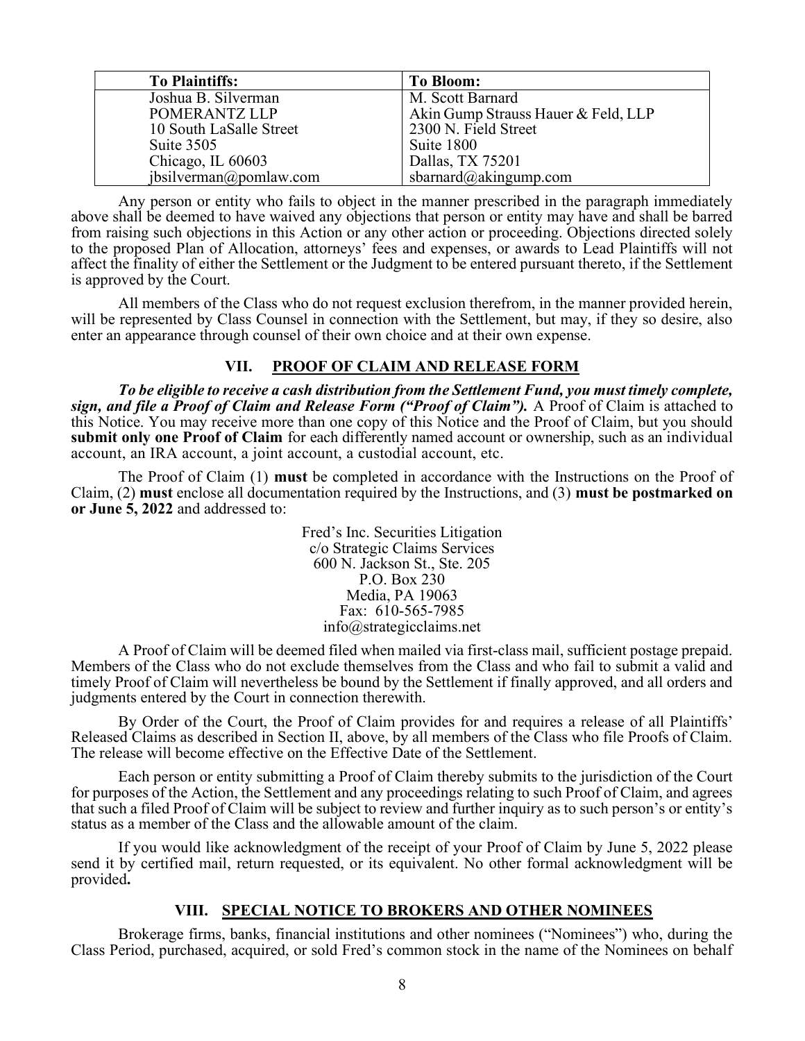| To Plaintiffs: | To Bloom: |
|---|---|
| Joshua B. Silverman<br>POMERANTZ LLP<br>10 South LaSalle Street<br>Suite 3505<br>Chicago, IL 60603<br>jbsilverman@pomlaw.com | M. Scott Barnard<br>Akin Gump Strauss Hauer & Feld, LLP<br>2300 N. Field Street<br>Suite 1800<br>Dallas, TX 75201<br>sbarnard@akingump.com |

Any person or entity who fails to object in the manner prescribed in the paragraph immediately above shall be deemed to have waived any objections that person or entity may have and shall be barred from raising such objections in this Action or any other action or proceeding. Objections directed solely to the proposed Plan of Allocation, attorneys' fees and expenses, or awards to Lead Plaintiffs will not affect the finality of either the Settlement or the Judgment to be entered pursuant thereto, if the Settlement is approved by the Court.

All members of the Class who do not request exclusion therefrom, in the manner provided herein, will be represented by Class Counsel in connection with the Settlement, but may, if they so desire, also enter an appearance through counsel of their own choice and at their own expense.

## VII. PROOF OF CLAIM AND RELEASE FORM

***To be eligible to receive a cash distribution from the Settlement Fund, you must timely complete, sign, and file a Proof of Claim and Release Form ("Proof of Claim").*** A Proof of Claim is attached to this Notice. You may receive more than one copy of this Notice and the Proof of Claim, but you should **submit only one Proof of Claim** for each differently named account or ownership, such as an individual account, an IRA account, a joint account, a custodial account, etc.

The Proof of Claim (1) **must** be completed in accordance with the Instructions on the Proof of Claim, (2) **must** enclose all documentation required by the Instructions, and (3) **must be postmarked on or June 5, 2022** and addressed to:

Fred's Inc. Securities Litigation
c/o Strategic Claims Services
600 N. Jackson St., Ste. 205
P.O. Box 230
Media, PA 19063
Fax: 610-565-7985
info@strategicclaims.net

A Proof of Claim will be deemed filed when mailed via first-class mail, sufficient postage prepaid. Members of the Class who do not exclude themselves from the Class and who fail to submit a valid and timely Proof of Claim will nevertheless be bound by the Settlement if finally approved, and all orders and judgments entered by the Court in connection therewith.

By Order of the Court, the Proof of Claim provides for and requires a release of all Plaintiffs' Released Claims as described in Section II, above, by all members of the Class who file Proofs of Claim. The release will become effective on the Effective Date of the Settlement.

Each person or entity submitting a Proof of Claim thereby submits to the jurisdiction of the Court for purposes of the Action, the Settlement and any proceedings relating to such Proof of Claim, and agrees that such a filed Proof of Claim will be subject to review and further inquiry as to such person's or entity's status as a member of the Class and the allowable amount of the claim.

If you would like acknowledgment of the receipt of your Proof of Claim by June 5, 2022 please send it by certified mail, return requested, or its equivalent. No other formal acknowledgment will be provided**.**

## VIII. SPECIAL NOTICE TO BROKERS AND OTHER NOMINEES

Brokerage firms, banks, financial institutions and other nominees ("Nominees") who, during the Class Period, purchased, acquired, or sold Fred's common stock in the name of the Nominees on behalf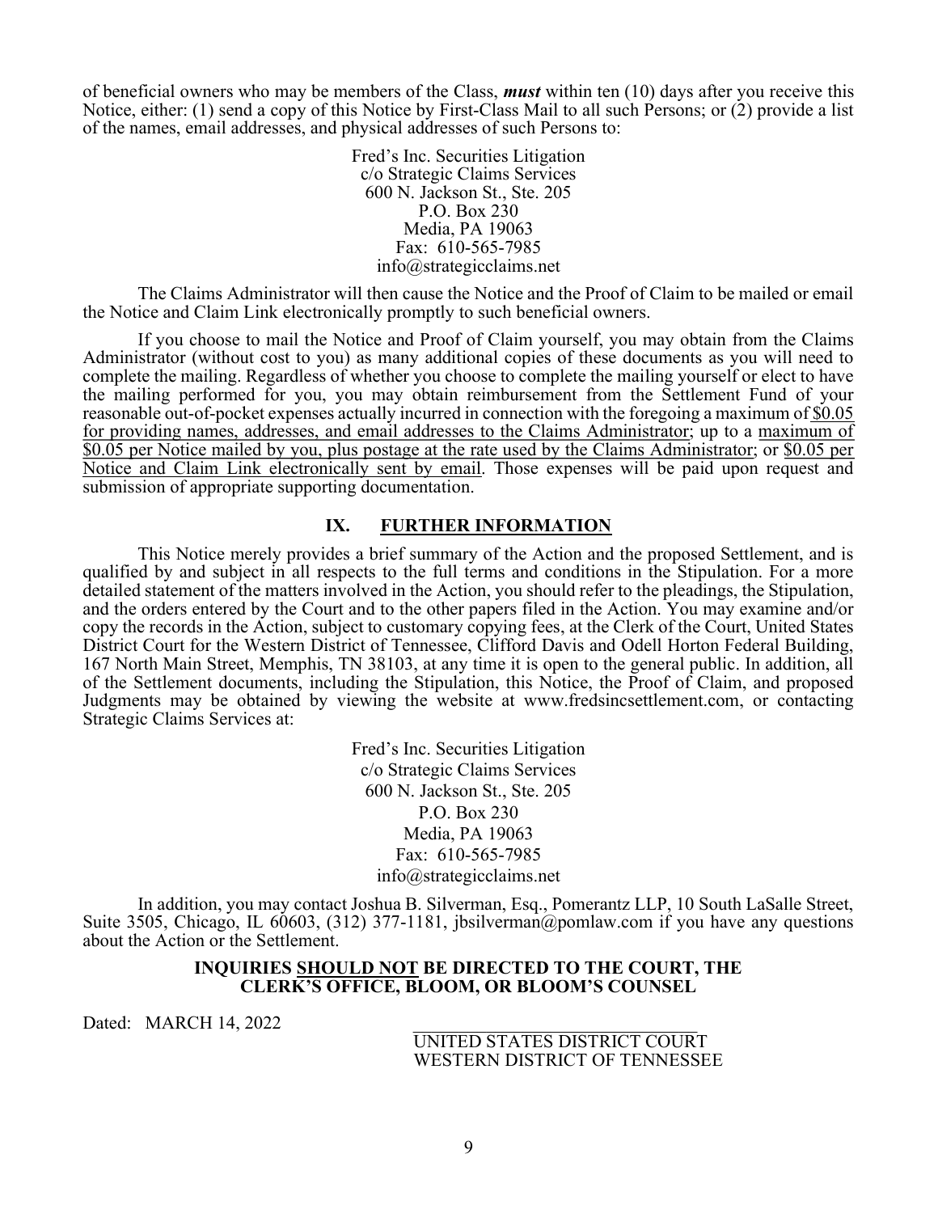of beneficial owners who may be members of the Class, ***must*** within ten (10) days after you receive this Notice, either: (1) send a copy of this Notice by First-Class Mail to all such Persons; or (2) provide a list of the names, email addresses, and physical addresses of such Persons to:

Fred's Inc. Securities Litigation
c/o Strategic Claims Services
600 N. Jackson St., Ste. 205
P.O. Box 230
Media, PA 19063
Fax: 610-565-7985
info@strategicclaims.net

The Claims Administrator will then cause the Notice and the Proof of Claim to be mailed or email the Notice and Claim Link electronically promptly to such beneficial owners.

If you choose to mail the Notice and Proof of Claim yourself, you may obtain from the Claims Administrator (without cost to you) as many additional copies of these documents as you will need to complete the mailing. Regardless of whether you choose to complete the mailing yourself or elect to have the mailing performed for you, you may obtain reimbursement from the Settlement Fund of your reasonable out-of-pocket expenses actually incurred in connection with the foregoing a maximum of <u>$0.05 for providing names, addresses, and email addresses to the Claims Administrator</u>; up to a <u>maximum of $0.05 per Notice mailed by you, plus postage at the rate used by the Claims Administrator</u>; or <u>$0.05 per Notice and Claim Link electronically sent by email</u>. Those expenses will be paid upon request and submission of appropriate supporting documentation.

## IX. <u>FURTHER INFORMATION</u>

This Notice merely provides a brief summary of the Action and the proposed Settlement, and is qualified by and subject in all respects to the full terms and conditions in the Stipulation. For a more detailed statement of the matters involved in the Action, you should refer to the pleadings, the Stipulation, and the orders entered by the Court and to the other papers filed in the Action. You may examine and/or copy the records in the Action, subject to customary copying fees, at the Clerk of the Court, United States District Court for the Western District of Tennessee, Clifford Davis and Odell Horton Federal Building, 167 North Main Street, Memphis, TN 38103, at any time it is open to the general public. In addition, all of the Settlement documents, including the Stipulation, this Notice, the Proof of Claim, and proposed Judgments may be obtained by viewing the website at www.fredsincsettlement.com, or contacting Strategic Claims Services at:

Fred's Inc. Securities Litigation
c/o Strategic Claims Services
600 N. Jackson St., Ste. 205
P.O. Box 230
Media, PA 19063
Fax: 610-565-7985
info@strategicclaims.net

In addition, you may contact Joshua B. Silverman, Esq., Pomerantz LLP, 10 South LaSalle Street, Suite 3505, Chicago, IL 60603, (312) 377-1181, jbsilverman@pomlaw.com if you have any questions about the Action or the Settlement.

**INQUIRIES <u>SHOULD NOT</u> BE DIRECTED TO THE COURT, THE CLERK'S OFFICE, BLOOM, OR BLOOM'S COUNSEL**

Dated: MARCH 14, 2022

\_\_\_\_\_\_\_\_\_\_\_\_\_\_\_\_\_\_\_\_\_\_\_\_\_\_\_\_\_\_\_\_
UNITED STATES DISTRICT COURT
WESTERN DISTRICT OF TENNESSEE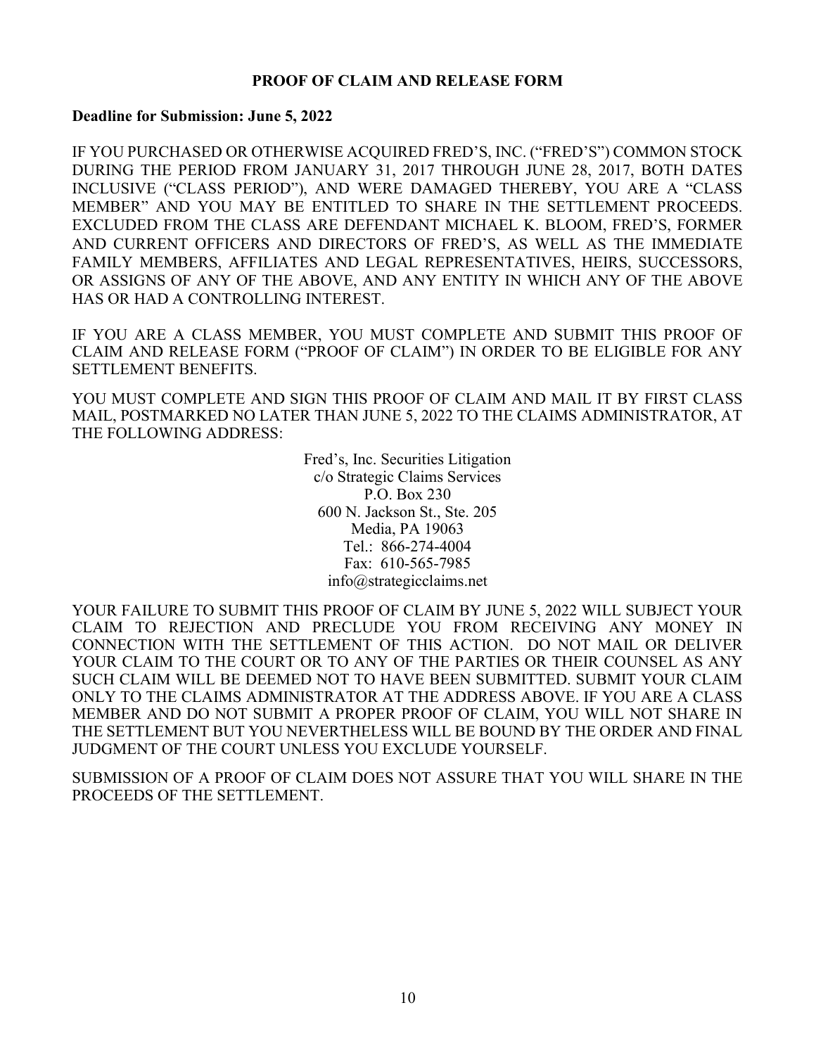## PROOF OF CLAIM AND RELEASE FORM

**Deadline for Submission: June 5, 2022**

IF YOU PURCHASED OR OTHERWISE ACQUIRED FRED'S, INC. ("FRED'S") COMMON STOCK DURING THE PERIOD FROM JANUARY 31, 2017 THROUGH JUNE 28, 2017, BOTH DATES INCLUSIVE ("CLASS PERIOD"), AND WERE DAMAGED THEREBY, YOU ARE A "CLASS MEMBER" AND YOU MAY BE ENTITLED TO SHARE IN THE SETTLEMENT PROCEEDS. EXCLUDED FROM THE CLASS ARE DEFENDANT MICHAEL K. BLOOM, FRED'S, FORMER AND CURRENT OFFICERS AND DIRECTORS OF FRED'S, AS WELL AS THE IMMEDIATE FAMILY MEMBERS, AFFILIATES AND LEGAL REPRESENTATIVES, HEIRS, SUCCESSORS, OR ASSIGNS OF ANY OF THE ABOVE, AND ANY ENTITY IN WHICH ANY OF THE ABOVE HAS OR HAD A CONTROLLING INTEREST.

IF YOU ARE A CLASS MEMBER, YOU MUST COMPLETE AND SUBMIT THIS PROOF OF CLAIM AND RELEASE FORM ("PROOF OF CLAIM") IN ORDER TO BE ELIGIBLE FOR ANY SETTLEMENT BENEFITS.

YOU MUST COMPLETE AND SIGN THIS PROOF OF CLAIM AND MAIL IT BY FIRST CLASS MAIL, POSTMARKED NO LATER THAN JUNE 5, 2022 TO THE CLAIMS ADMINISTRATOR, AT THE FOLLOWING ADDRESS:

Fred's, Inc. Securities Litigation
c/o Strategic Claims Services
P.O. Box 230
600 N. Jackson St., Ste. 205
Media, PA 19063
Tel.: 866-274-4004
Fax: 610-565-7985
info@strategicclaims.net

YOUR FAILURE TO SUBMIT THIS PROOF OF CLAIM BY JUNE 5, 2022 WILL SUBJECT YOUR CLAIM TO REJECTION AND PRECLUDE YOU FROM RECEIVING ANY MONEY IN CONNECTION WITH THE SETTLEMENT OF THIS ACTION. DO NOT MAIL OR DELIVER YOUR CLAIM TO THE COURT OR TO ANY OF THE PARTIES OR THEIR COUNSEL AS ANY SUCH CLAIM WILL BE DEEMED NOT TO HAVE BEEN SUBMITTED. SUBMIT YOUR CLAIM ONLY TO THE CLAIMS ADMINISTRATOR AT THE ADDRESS ABOVE. IF YOU ARE A CLASS MEMBER AND DO NOT SUBMIT A PROPER PROOF OF CLAIM, YOU WILL NOT SHARE IN THE SETTLEMENT BUT YOU NEVERTHELESS WILL BE BOUND BY THE ORDER AND FINAL JUDGMENT OF THE COURT UNLESS YOU EXCLUDE YOURSELF.

SUBMISSION OF A PROOF OF CLAIM DOES NOT ASSURE THAT YOU WILL SHARE IN THE PROCEEDS OF THE SETTLEMENT.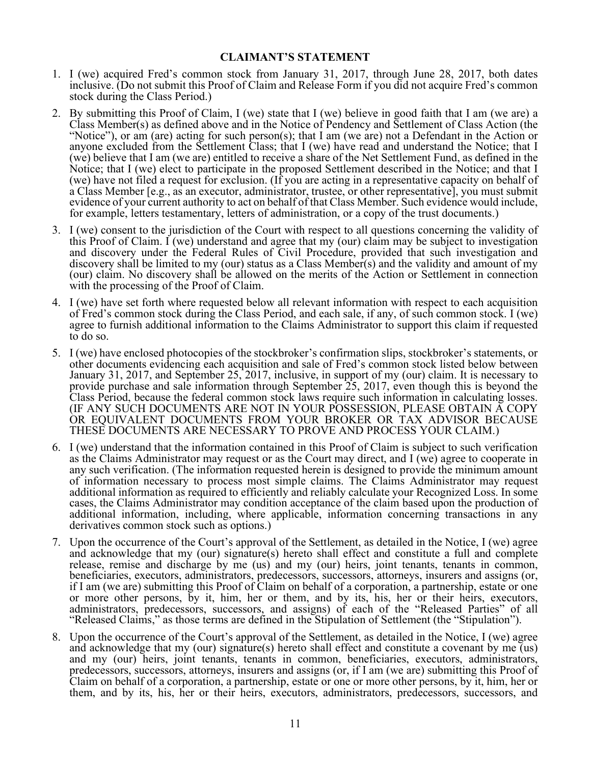## CLAIMANT'S STATEMENT

1. I (we) acquired Fred's common stock from January 31, 2017, through June 28, 2017, both dates inclusive. (Do not submit this Proof of Claim and Release Form if you did not acquire Fred's common stock during the Class Period.)

2. By submitting this Proof of Claim, I (we) state that I (we) believe in good faith that I am (we are) a Class Member(s) as defined above and in the Notice of Pendency and Settlement of Class Action (the "Notice"), or am (are) acting for such person(s); that I am (we are) not a Defendant in the Action or anyone excluded from the Settlement Class; that I (we) have read and understand the Notice; that I (we) believe that I am (we are) entitled to receive a share of the Net Settlement Fund, as defined in the Notice; that I (we) elect to participate in the proposed Settlement described in the Notice; and that I (we) have not filed a request for exclusion. (If you are acting in a representative capacity on behalf of a Class Member [e.g., as an executor, administrator, trustee, or other representative], you must submit evidence of your current authority to act on behalf of that Class Member. Such evidence would include, for example, letters testamentary, letters of administration, or a copy of the trust documents.)

3. I (we) consent to the jurisdiction of the Court with respect to all questions concerning the validity of this Proof of Claim. I (we) understand and agree that my (our) claim may be subject to investigation and discovery under the Federal Rules of Civil Procedure, provided that such investigation and discovery shall be limited to my (our) status as a Class Member(s) and the validity and amount of my (our) claim. No discovery shall be allowed on the merits of the Action or Settlement in connection with the processing of the Proof of Claim.

4. I (we) have set forth where requested below all relevant information with respect to each acquisition of Fred's common stock during the Class Period, and each sale, if any, of such common stock. I (we) agree to furnish additional information to the Claims Administrator to support this claim if requested to do so.

5. I (we) have enclosed photocopies of the stockbroker's confirmation slips, stockbroker's statements, or other documents evidencing each acquisition and sale of Fred's common stock listed below between January 31, 2017, and September 25, 2017, inclusive, in support of my (our) claim. It is necessary to provide purchase and sale information through September 25, 2017, even though this is beyond the Class Period, because the federal common stock laws require such information in calculating losses. (IF ANY SUCH DOCUMENTS ARE NOT IN YOUR POSSESSION, PLEASE OBTAIN A COPY OR EQUIVALENT DOCUMENTS FROM YOUR BROKER OR TAX ADVISOR BECAUSE THESE DOCUMENTS ARE NECESSARY TO PROVE AND PROCESS YOUR CLAIM.)

6. I (we) understand that the information contained in this Proof of Claim is subject to such verification as the Claims Administrator may request or as the Court may direct, and I (we) agree to cooperate in any such verification. (The information requested herein is designed to provide the minimum amount of information necessary to process most simple claims. The Claims Administrator may request additional information as required to efficiently and reliably calculate your Recognized Loss. In some cases, the Claims Administrator may condition acceptance of the claim based upon the production of additional information, including, where applicable, information concerning transactions in any derivatives common stock such as options.)

7. Upon the occurrence of the Court's approval of the Settlement, as detailed in the Notice, I (we) agree and acknowledge that my (our) signature(s) hereto shall effect and constitute a full and complete release, remise and discharge by me (us) and my (our) heirs, joint tenants, tenants in common, beneficiaries, executors, administrators, predecessors, successors, attorneys, insurers and assigns (or, if I am (we are) submitting this Proof of Claim on behalf of a corporation, a partnership, estate or one or more other persons, by it, him, her or them, and by its, his, her or their heirs, executors, administrators, predecessors, successors, and assigns) of each of the "Released Parties" of all "Released Claims," as those terms are defined in the Stipulation of Settlement (the "Stipulation").

8. Upon the occurrence of the Court's approval of the Settlement, as detailed in the Notice, I (we) agree and acknowledge that my (our) signature(s) hereto shall effect and constitute a covenant by me (us) and my (our) heirs, joint tenants, tenants in common, beneficiaries, executors, administrators, predecessors, successors, attorneys, insurers and assigns (or, if I am (we are) submitting this Proof of Claim on behalf of a corporation, a partnership, estate or one or more other persons, by it, him, her or them, and by its, his, her or their heirs, executors, administrators, predecessors, successors, and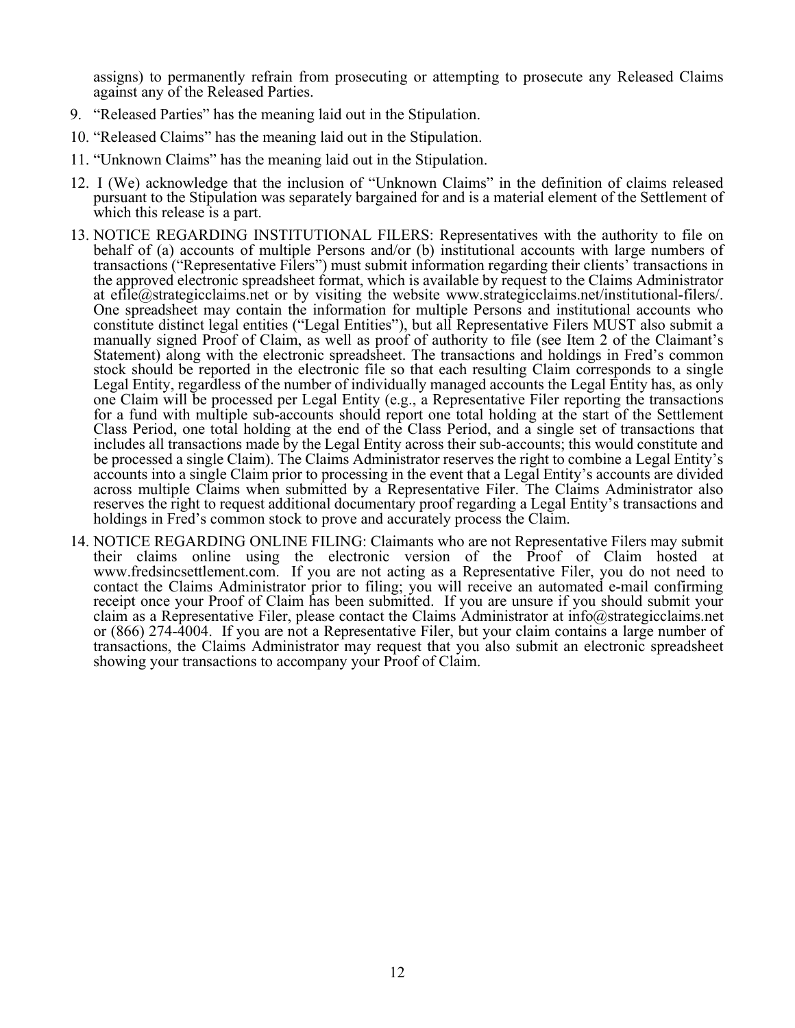assigns) to permanently refrain from prosecuting or attempting to prosecute any Released Claims against any of the Released Parties.

9. "Released Parties" has the meaning laid out in the Stipulation.

10. "Released Claims" has the meaning laid out in the Stipulation.

11. "Unknown Claims" has the meaning laid out in the Stipulation.

12. I (We) acknowledge that the inclusion of "Unknown Claims" in the definition of claims released pursuant to the Stipulation was separately bargained for and is a material element of the Settlement of which this release is a part.

13. NOTICE REGARDING INSTITUTIONAL FILERS: Representatives with the authority to file on behalf of (a) accounts of multiple Persons and/or (b) institutional accounts with large numbers of transactions ("Representative Filers") must submit information regarding their clients' transactions in the approved electronic spreadsheet format, which is available by request to the Claims Administrator at efile@strategicclaims.net or by visiting the website www.strategicclaims.net/institutional-filers/. One spreadsheet may contain the information for multiple Persons and institutional accounts who constitute distinct legal entities ("Legal Entities"), but all Representative Filers MUST also submit a manually signed Proof of Claim, as well as proof of authority to file (see Item 2 of the Claimant's Statement) along with the electronic spreadsheet. The transactions and holdings in Fred's common stock should be reported in the electronic file so that each resulting Claim corresponds to a single Legal Entity, regardless of the number of individually managed accounts the Legal Entity has, as only one Claim will be processed per Legal Entity (e.g., a Representative Filer reporting the transactions for a fund with multiple sub-accounts should report one total holding at the start of the Settlement Class Period, one total holding at the end of the Class Period, and a single set of transactions that includes all transactions made by the Legal Entity across their sub-accounts; this would constitute and be processed a single Claim). The Claims Administrator reserves the right to combine a Legal Entity's accounts into a single Claim prior to processing in the event that a Legal Entity's accounts are divided across multiple Claims when submitted by a Representative Filer. The Claims Administrator also reserves the right to request additional documentary proof regarding a Legal Entity's transactions and holdings in Fred's common stock to prove and accurately process the Claim.

14. NOTICE REGARDING ONLINE FILING: Claimants who are not Representative Filers may submit their claims online using the electronic version of the Proof of Claim hosted at www.fredsincsettlement.com. If you are not acting as a Representative Filer, you do not need to contact the Claims Administrator prior to filing; you will receive an automated e-mail confirming receipt once your Proof of Claim has been submitted. If you are unsure if you should submit your claim as a Representative Filer, please contact the Claims Administrator at info@strategicclaims.net or (866) 274-4004. If you are not a Representative Filer, but your claim contains a large number of transactions, the Claims Administrator may request that you also submit an electronic spreadsheet showing your transactions to accompany your Proof of Claim.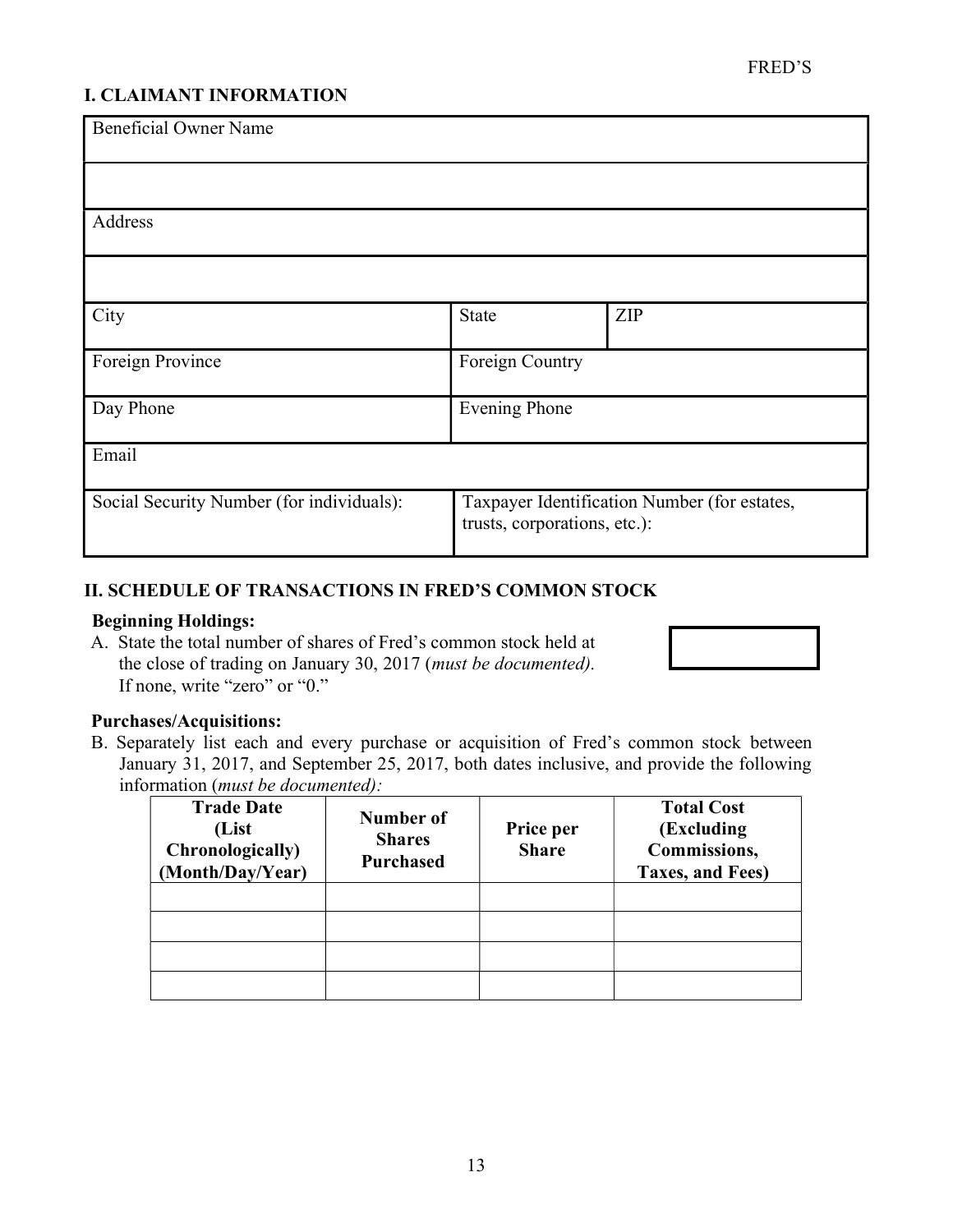## I. CLAIMANT INFORMATION

| Beneficial Owner Name | | |
|---|---|---|
| | | |
| Address | | |
| | | |
| City | State | ZIP |
| Foreign Province | Foreign Country | |
| Day Phone | Evening Phone | |
| Email | | |
| Social Security Number (for individuals): | Taxpayer Identification Number (for estates, trusts, corporations, etc.): | |

## II. SCHEDULE OF TRANSACTIONS IN FRED'S COMMON STOCK

**Beginning Holdings:**

A. State the total number of shares of Fred's common stock held at the close of trading on January 30, 2017 (*must be documented).* If none, write "zero" or "0."

**Purchases/Acquisitions:**

B. Separately list each and every purchase or acquisition of Fred's common stock between January 31, 2017, and September 25, 2017, both dates inclusive, and provide the following information (*must be documented):*

| Trade Date (List Chronologically) (Month/Day/Year) | Number of Shares Purchased | Price per Share | Total Cost (Excluding Commissions, Taxes, and Fees) |
|---|---|---|---|
| | | | |
| | | | |
| | | | |
| | | | |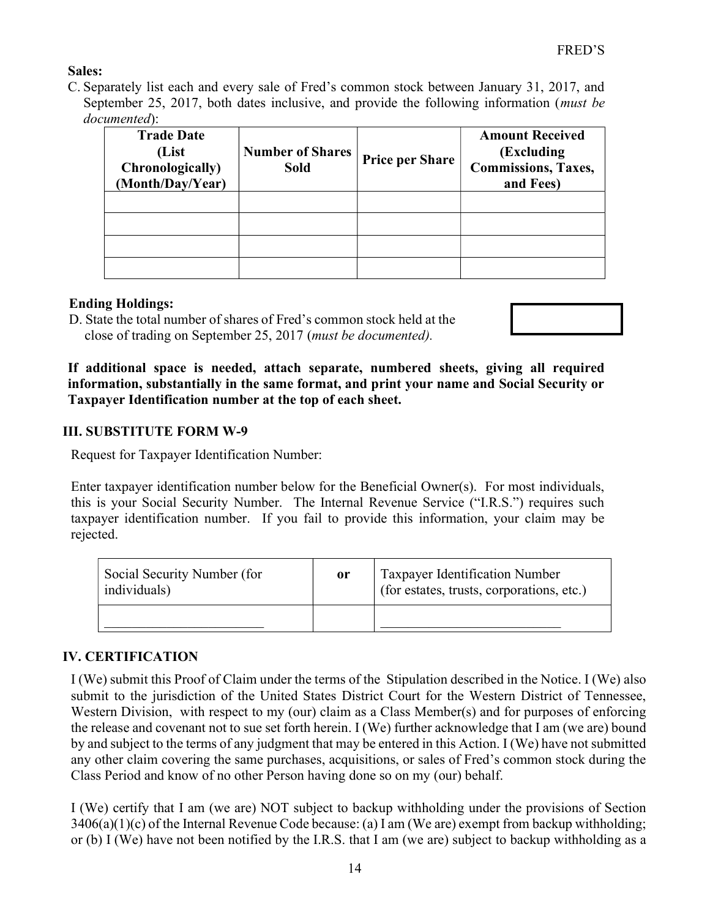**Sales:**

C. Separately list each and every sale of Fred's common stock between January 31, 2017, and September 25, 2017, both dates inclusive, and provide the following information (*must be documented*):

| Trade Date (List Chronologically) (Month/Day/Year) | Number of Shares Sold | Price per Share | Amount Received (Excluding Commissions, Taxes, and Fees) |
|---|---|---|---|
| | | | |
| | | | |
| | | | |
| | | | |

**Ending Holdings:**

D. State the total number of shares of Fred's common stock held at the close of trading on September 25, 2017 (*must be documented).*

**If additional space is needed, attach separate, numbered sheets, giving all required information, substantially in the same format, and print your name and Social Security or Taxpayer Identification number at the top of each sheet.**

## III. SUBSTITUTE FORM W-9

Request for Taxpayer Identification Number:

Enter taxpayer identification number below for the Beneficial Owner(s). For most individuals, this is your Social Security Number. The Internal Revenue Service ("I.R.S.") requires such taxpayer identification number. If you fail to provide this information, your claim may be rejected.

| Social Security Number (for individuals) | **or** | Taxpayer Identification Number (for estates, trusts, corporations, etc.) |
|---|---|---|
| ________________________ | | ___________________________ |

## IV. CERTIFICATION

I (We) submit this Proof of Claim under the terms of the Stipulation described in the Notice. I (We) also submit to the jurisdiction of the United States District Court for the Western District of Tennessee, Western Division, with respect to my (our) claim as a Class Member(s) and for purposes of enforcing the release and covenant not to sue set forth herein. I (We) further acknowledge that I am (we are) bound by and subject to the terms of any judgment that may be entered in this Action. I (We) have not submitted any other claim covering the same purchases, acquisitions, or sales of Fred's common stock during the Class Period and know of no other Person having done so on my (our) behalf.

I (We) certify that I am (we are) NOT subject to backup withholding under the provisions of Section 3406(a)(1)(c) of the Internal Revenue Code because: (a) I am (We are) exempt from backup withholding; or (b) I (We) have not been notified by the I.R.S. that I am (we are) subject to backup withholding as a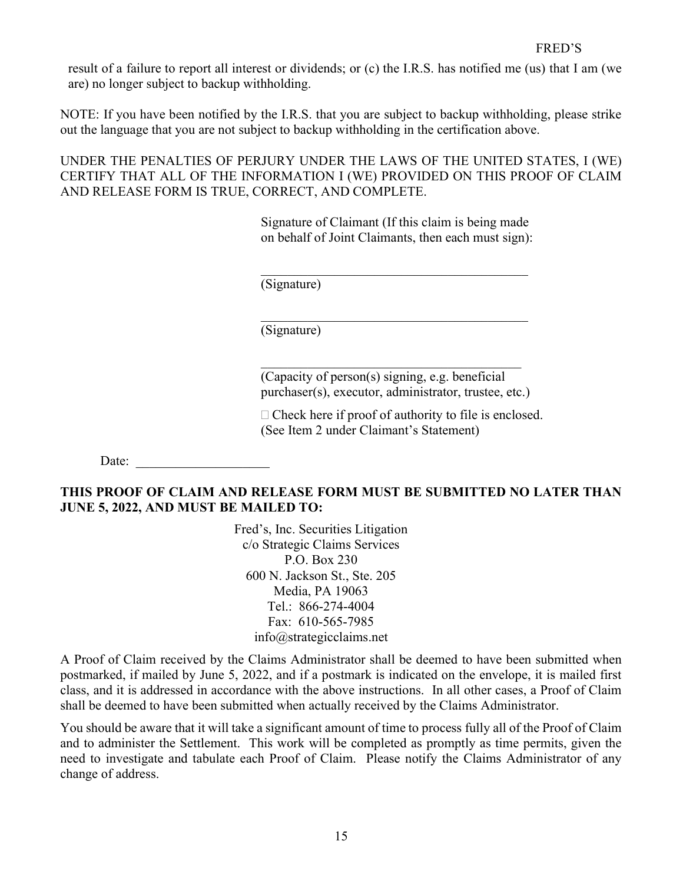result of a failure to report all interest or dividends; or (c) the I.R.S. has notified me (us) that I am (we are) no longer subject to backup withholding.

NOTE: If you have been notified by the I.R.S. that you are subject to backup withholding, please strike out the language that you are not subject to backup withholding in the certification above.

UNDER THE PENALTIES OF PERJURY UNDER THE LAWS OF THE UNITED STATES, I (WE) CERTIFY THAT ALL OF THE INFORMATION I (WE) PROVIDED ON THIS PROOF OF CLAIM AND RELEASE FORM IS TRUE, CORRECT, AND COMPLETE.

Signature of Claimant (If this claim is being made on behalf of Joint Claimants, then each must sign):

_________________________________________
(Signature)

_________________________________________
(Signature)

_________________________________________
(Capacity of person(s) signing, e.g. beneficial purchaser(s), executor, administrator, trustee, etc.)

☐ Check here if proof of authority to file is enclosed. (See Item 2 under Claimant's Statement)

Date: ____________________

**THIS PROOF OF CLAIM AND RELEASE FORM MUST BE SUBMITTED NO LATER THAN JUNE 5, 2022, AND MUST BE MAILED TO:**

Fred's, Inc. Securities Litigation
c/o Strategic Claims Services
P.O. Box 230
600 N. Jackson St., Ste. 205
Media, PA 19063
Tel.: 866-274-4004
Fax: 610-565-7985
info@strategicclaims.net

A Proof of Claim received by the Claims Administrator shall be deemed to have been submitted when postmarked, if mailed by June 5, 2022, and if a postmark is indicated on the envelope, it is mailed first class, and it is addressed in accordance with the above instructions. In all other cases, a Proof of Claim shall be deemed to have been submitted when actually received by the Claims Administrator.

You should be aware that it will take a significant amount of time to process fully all of the Proof of Claim and to administer the Settlement. This work will be completed as promptly as time permits, given the need to investigate and tabulate each Proof of Claim. Please notify the Claims Administrator of any change of address.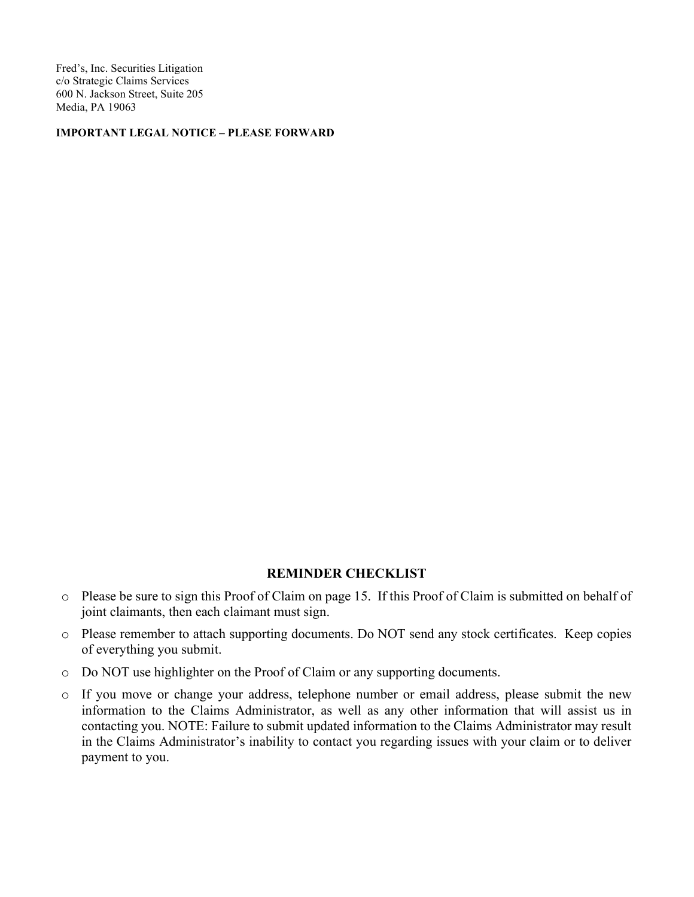Fred's, Inc. Securities Litigation
c/o Strategic Claims Services
600 N. Jackson Street, Suite 205
Media, PA 19063

**IMPORTANT LEGAL NOTICE – PLEASE FORWARD**

## REMINDER CHECKLIST

- Please be sure to sign this Proof of Claim on page 15. If this Proof of Claim is submitted on behalf of joint claimants, then each claimant must sign.
- Please remember to attach supporting documents. Do NOT send any stock certificates. Keep copies of everything you submit.
- Do NOT use highlighter on the Proof of Claim or any supporting documents.
- If you move or change your address, telephone number or email address, please submit the new information to the Claims Administrator, as well as any other information that will assist us in contacting you. NOTE: Failure to submit updated information to the Claims Administrator may result in the Claims Administrator's inability to contact you regarding issues with your claim or to deliver payment to you.